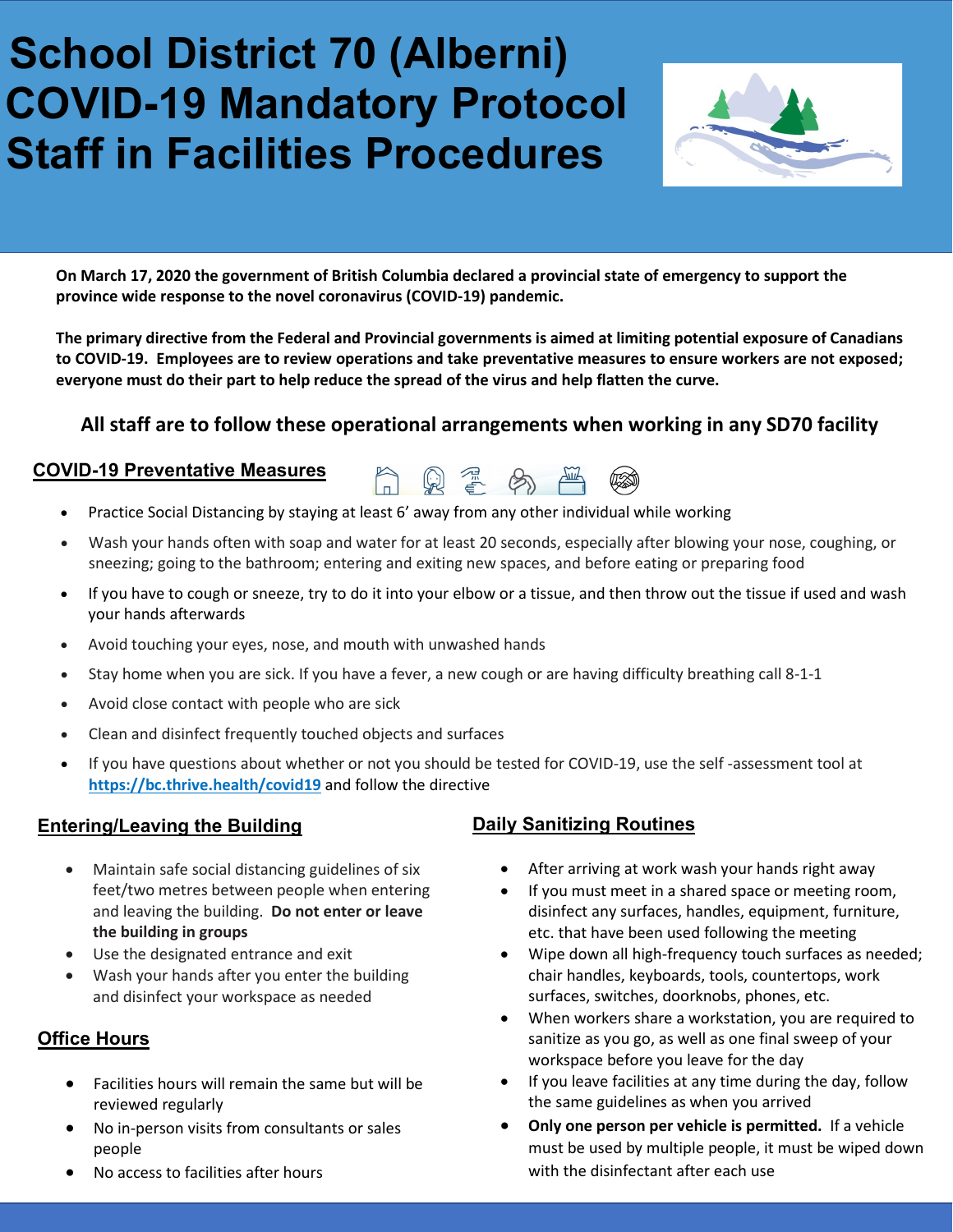# School District 70 (Alberni) COVID-19 Mandatory Protocol Staff in Facilities Procedures

**On March 17, 2020 the government of British Columbia declared a provincial state of emergency to support the province wide response to the novel coronavirus (COVID-19) pandemic.**

**The primary directive from the Federal and Provincial governments is aimed at limiting potential exposure of Canadians to COVID-19. Employees are to review operations and take preventative measures to ensure workers are not exposed; everyone must do their part to help reduce the spread of the virus and help flatten the curve.**

### All staff are to follow these operational arrangements when working in any SD70 facility

## COVID-19 Preventative Measures

- Practice Social Distancing by staying at least 6' away from any other individual while working
- Wash your hands often with soap and water for at least 20 seconds, especially after blowing your nose, coughing, or sneezing; going to the bathroom; entering and exiting new spaces, and before eating or preparing food
- If you have to cough or sneeze, try to do it into your elbow or a tissue, and then throw out the tissue if used and wash your hands afterwards
- Avoid touching your eyes, nose, and mouth with unwashed hands
- Stay home when you are sick. If you have a fever, a new cough or are having difficulty breathing call 8-1-1
- Avoid close contact with people who are sick
- Clean and disinfect frequently touched objects and surfaces
- If you have questions about whether or not you should be tested for COVID-19, use the self -assessment tool at https://bc.thrive.health/covid19 and follow the directive

## Entering/Leaving the Building

- Maintain safe social distancing guidelines of six feet/two metres between people when entering and leaving the building. **Do not enter or leave the building in groups**
- Use the designated entrance and exit
- Wash your hands after you enter the building and disinfect your workspace as needed

## Office Hours

- Facilities hours will remain the same but will be reviewed regularly
- No in-person visits from consultants or sales people
- No access to facilities after hours

## Daily Sanitizing Routines

- After arriving at work wash your hands right away
- If you must meet in a shared space or meeting room, disinfect any surfaces, handles, equipment, furniture, etc. that have been used following the meeting
- Wipe down all high-frequency touch surfaces as needed; chair handles, keyboards, tools, countertops, work surfaces, switches, doorknobs, phones, etc.
- When workers share a workstation, you are required to sanitize as you go, as well as one final sweep of your workspace before you leave for the day
- If you leave facilities at any time during the day, follow the same guidelines as when you arrived
- **Only one person per vehicle is permitted.** If a vehicle must be used by multiple people, it must be wiped down with the disinfectant after each use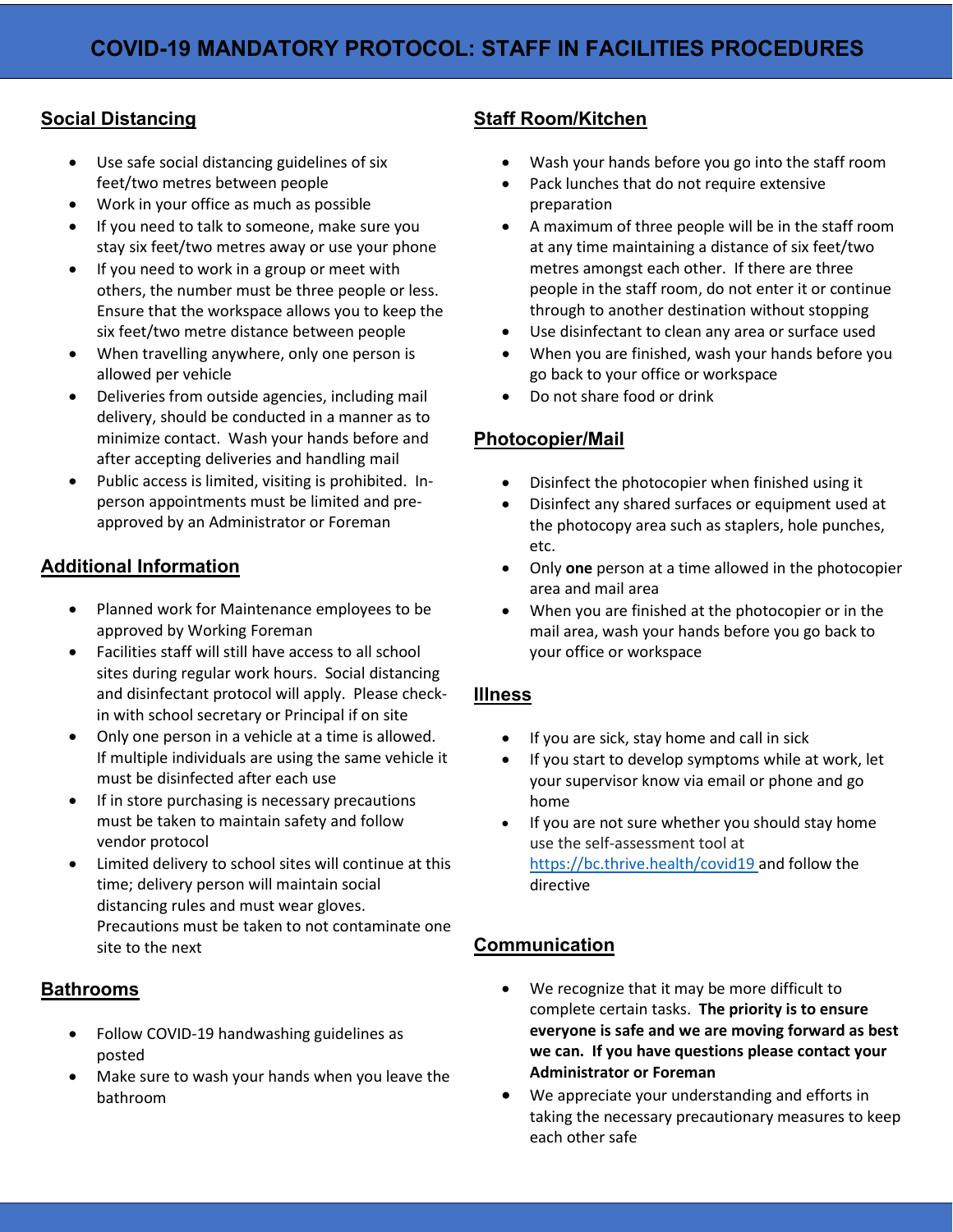# COVID-19 MANDATORY PROTOCOL: STAFF IN FACILITIES PROCEDURES

## Social Distancing

- Use safe social distancing guidelines of six feet/two metres between people
- Work in your office as much as possible
- If you need to talk to someone, make sure you stay six feet/two metres away or use your phone
- If you need to work in a group or meet with others, the number must be three people or less. Ensure that the workspace allows you to keep the six feet/two metre distance between people
- When travelling anywhere, only one person is allowed per vehicle
- Deliveries from outside agencies, including mail delivery, should be conducted in a manner as to minimize contact. Wash your hands before and after accepting deliveries and handling mail
- Public access is limited, visiting is prohibited. In-person appointments must be limited and pre-approved by an Administrator or Foreman

## Additional Information

- Planned work for Maintenance employees to be approved by Working Foreman
- Facilities staff will still have access to all school sites during regular work hours. Social distancing and disinfectant protocol will apply. Please check-in with school secretary or Principal if on site
- Only one person in a vehicle at a time is allowed. If multiple individuals are using the same vehicle it must be disinfected after each use
- If in store purchasing is necessary precautions must be taken to maintain safety and follow vendor protocol
- Limited delivery to school sites will continue at this time; delivery person will maintain social distancing rules and must wear gloves. Precautions must be taken to not contaminate one site to the next

## Bathrooms

- Follow COVID-19 handwashing guidelines as posted
- Make sure to wash your hands when you leave the bathroom

## Staff Room/Kitchen

- Wash your hands before you go into the staff room
- Pack lunches that do not require extensive preparation
- A maximum of three people will be in the staff room at any time maintaining a distance of six feet/two metres amongst each other. If there are three people in the staff room, do not enter it or continue through to another destination without stopping
- Use disinfectant to clean any area or surface used
- When you are finished, wash your hands before you go back to your office or workspace
- Do not share food or drink

## Photocopier/Mail

- Disinfect the photocopier when finished using it
- Disinfect any shared surfaces or equipment used at the photocopy area such as staplers, hole punches, etc.
- Only **one** person at a time allowed in the photocopier area and mail area
- When you are finished at the photocopier or in the mail area, wash your hands before you go back to your office or workspace

## Illness

- If you are sick, stay home and call in sick
- If you start to develop symptoms while at work, let your supervisor know via email or phone and go home
- If you are not sure whether you should stay home use the self-assessment tool at https://bc.thrive.health/covid19 and follow the directive

## Communication

- We recognize that it may be more difficult to complete certain tasks. **The priority is to ensure everyone is safe and we are moving forward as best we can. If you have questions please contact your Administrator or Foreman**
- We appreciate your understanding and efforts in taking the necessary precautionary measures to keep each other safe